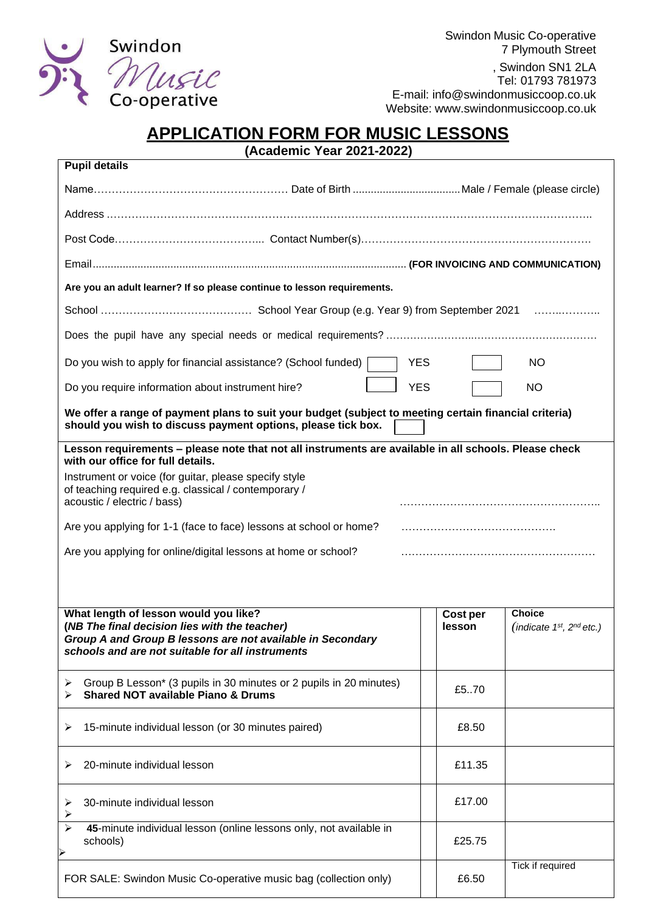Swindon Music Co-operative
7 Plymouth Street
, Swindon SN1 2LA
Tel: 01793 781973
E-mail: info@swindonmusiccoop.co.uk
Website: www.swindonmusiccoop.co.uk

# APPLICATION FORM FOR MUSIC LESSONS

**(Academic Year 2021-2022)**

**Pupil details**

Name……………………………………………… Date of Birth .................................. Male / Female (please circle)

Address …………………………………………………………………………………………………………………..

Post Code………………………………….. Contact Number(s)……………………………………………………….

Email........................................................................................................ **(FOR INVOICING AND COMMUNICATION)**

**Are you an adult learner? If so please continue to lesson requirements.**

School …………………………………… School Year Group (e.g. Year 9) from September 2021 …….………..

Does the pupil have any special needs or medical requirements? …………………….……………………………

Do you wish to apply for financial assistance? (School funded) ☐ YES ☐ NO

Do you require information about instrument hire? ☐ YES ☐ NO

**We offer a range of payment plans to suit your budget (subject to meeting certain financial criteria) should you wish to discuss payment options, please tick box.** ☐

**Lesson requirements – please note that not all instruments are available in all schools. Please check with our office for full details.**

Instrument or voice (for guitar, please specify style of teaching required e.g. classical / contemporary / acoustic / electric / bass) ………………………………………………..

Are you applying for 1-1 (face to face) lessons at school or home? …………………………………….

Are you applying for online/digital lessons at home or school? ………………………………………………

| **What length of lesson would you like?** **(*NB The final decision lies with the teacher*)** ***Group A and Group B lessons are not available in Secondary schools and are not suitable for all instruments*** | **Cost per lesson** | **Choice** (*indicate 1st, 2nd etc.*) |
|---|---|---|
| ➢ Group B Lesson* (3 pupils in 30 minutes or 2 pupils in 20 minutes) ➢ **Shared NOT available Piano & Drums** | £5..70 | |
| ➢ 15-minute individual lesson (or 30 minutes paired) | £8.50 | |
| ➢ 20-minute individual lesson | £11.35 | |
| ➢ 30-minute individual lesson ➢ | £17.00 | |
| ➢ **45**-minute individual lesson (online lessons only, not available in schools) ➢ | £25.75 | |
| FOR SALE: Swindon Music Co-operative music bag (collection only) | £6.50 | Tick if required |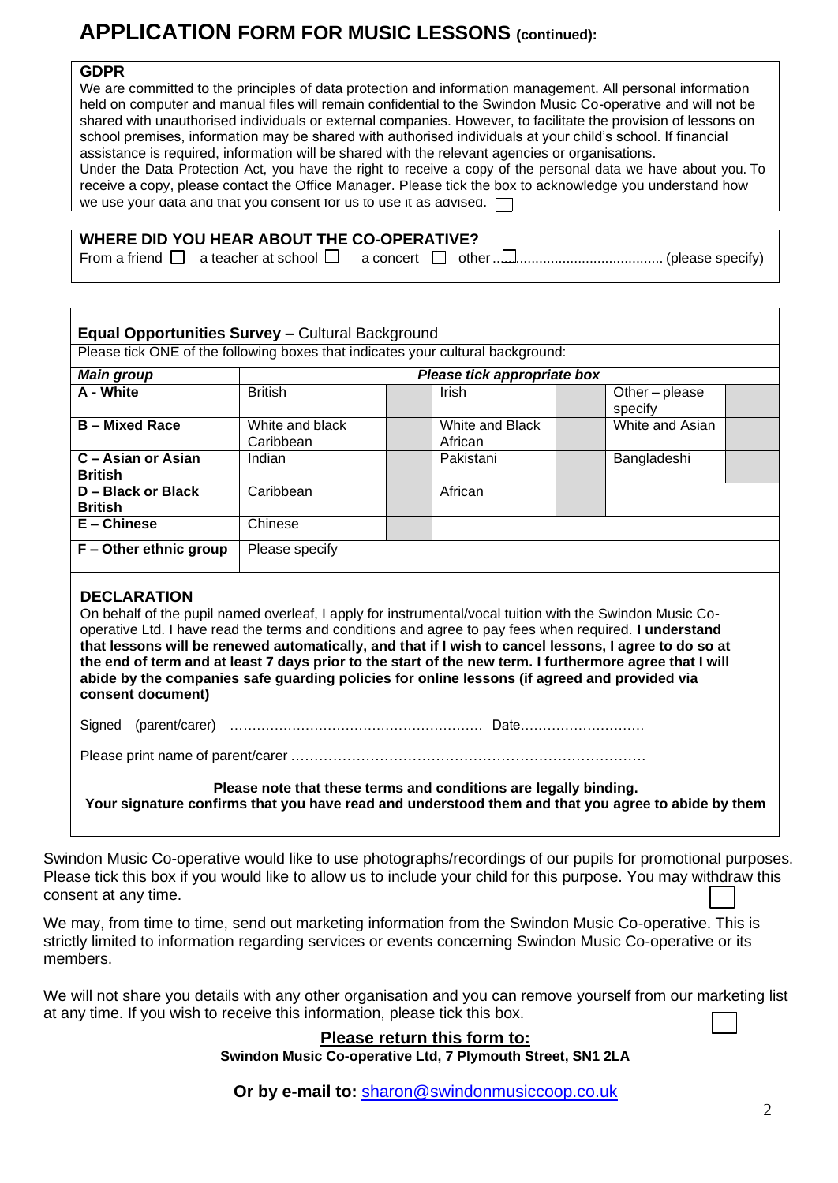# APPLICATION FORM FOR MUSIC LESSONS (continued):

**GDPR**

We are committed to the principles of data protection and information management. All personal information held on computer and manual files will remain confidential to the Swindon Music Co-operative and will not be shared with unauthorised individuals or external companies. However, to facilitate the provision of lessons on school premises, information may be shared with authorised individuals at your child's school. If financial assistance is required, information will be shared with the relevant agencies or organisations.

Under the Data Protection Act, you have the right to receive a copy of the personal data we have about you. To receive a copy, please contact the Office Manager. Please tick the box to acknowledge you understand how we use your data and that you consent for us to use it as advised. ☐

**WHERE DID YOU HEAR ABOUT THE CO-OPERATIVE?**

From a friend ☐ a teacher at school ☐ a concert ☐ other ..☐...................................... (please specify)

**Equal Opportunities Survey –** Cultural Background

Please tick ONE of the following boxes that indicates your cultural background:

| *Main group* | *Please tick appropriate box* | | | | | |
|---|---|---|---|---|---|---|
| **A - White** | British | | Irish | | Other – please specify | |
| **B – Mixed Race** | White and black Caribbean | | White and Black African | | White and Asian | |
| **C – Asian or Asian British** | Indian | | Pakistani | | Bangladeshi | |
| **D – Black or Black British** | Caribbean | | African | | | |
| **E – Chinese** | Chinese | | | | | |
| **F – Other ethnic group** | Please specify | | | | | |

**DECLARATION**

On behalf of the pupil named overleaf, I apply for instrumental/vocal tuition with the Swindon Music Co-operative Ltd. I have read the terms and conditions and agree to pay fees when required. **I understand that lessons will be renewed automatically, and that if I wish to cancel lessons, I agree to do so at the end of term and at least 7 days prior to the start of the new term. I furthermore agree that I will abide by the companies safe guarding policies for online lessons (if agreed and provided via consent document)**

Signed (parent/carer) ………………………………………………… Date………………………

Please print name of parent/carer …………………………………………………………………

**Please note that these terms and conditions are legally binding.**
**Your signature confirms that you have read and understood them and that you agree to abide by them**

Swindon Music Co-operative would like to use photographs/recordings of our pupils for promotional purposes. Please tick this box if you would like to allow us to include your child for this purpose. You may withdraw this consent at any time. ☐

We may, from time to time, send out marketing information from the Swindon Music Co-operative. This is strictly limited to information regarding services or events concerning Swindon Music Co-operative or its members.

We will not share you details with any other organisation and you can remove yourself from our marketing list at any time. If you wish to receive this information, please tick this box. ☐

**Please return this form to:**

**Swindon Music Co-operative Ltd, 7 Plymouth Street, SN1 2LA**

**Or by e-mail to:** sharon@swindonmusiccoop.co.uk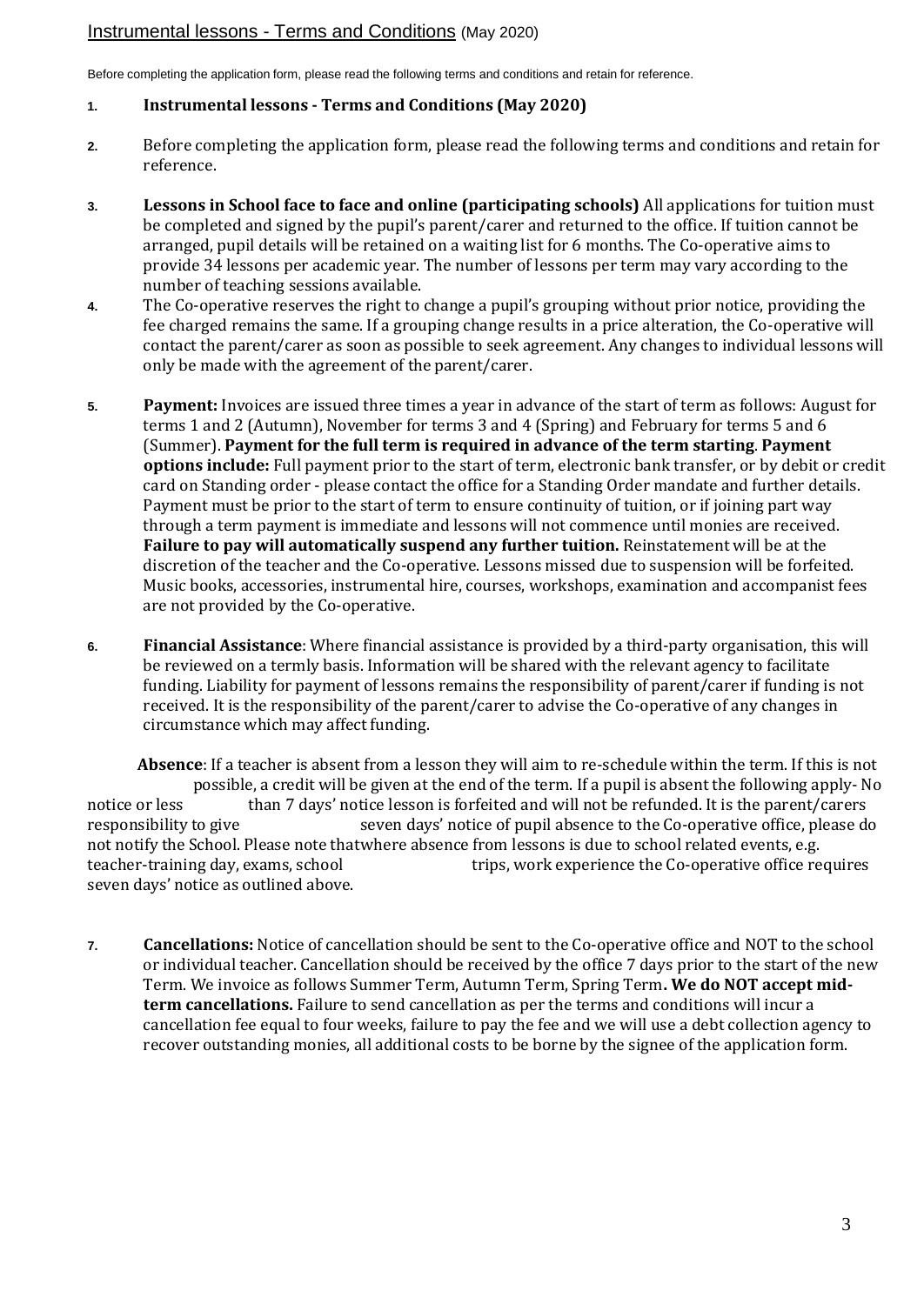## Instrumental lessons - Terms and Conditions (May 2020)

Before completing the application form, please read the following terms and conditions and retain for reference.

1. **Instrumental lessons - Terms and Conditions (May 2020)**

2. Before completing the application form, please read the following terms and conditions and retain for reference.

3. **Lessons in School face to face and online (participating schools)** All applications for tuition must be completed and signed by the pupil's parent/carer and returned to the office. If tuition cannot be arranged, pupil details will be retained on a waiting list for 6 months. The Co-operative aims to provide 34 lessons per academic year. The number of lessons per term may vary according to the number of teaching sessions available.

4. The Co-operative reserves the right to change a pupil's grouping without prior notice, providing the fee charged remains the same. If a grouping change results in a price alteration, the Co-operative will contact the parent/carer as soon as possible to seek agreement. Any changes to individual lessons will only be made with the agreement of the parent/carer.

5. **Payment:** Invoices are issued three times a year in advance of the start of term as follows: August for terms 1 and 2 (Autumn), November for terms 3 and 4 (Spring) and February for terms 5 and 6 (Summer). **Payment for the full term is required in advance of the term starting**. **Payment options include:** Full payment prior to the start of term, electronic bank transfer, or by debit or credit card on Standing order - please contact the office for a Standing Order mandate and further details. Payment must be prior to the start of term to ensure continuity of tuition, or if joining part way through a term payment is immediate and lessons will not commence until monies are received. **Failure to pay will automatically suspend any further tuition.** Reinstatement will be at the discretion of the teacher and the Co-operative. Lessons missed due to suspension will be forfeited. Music books, accessories, instrumental hire, courses, workshops, examination and accompanist fees are not provided by the Co-operative.

6. **Financial Assistance**: Where financial assistance is provided by a third-party organisation, this will be reviewed on a termly basis. Information will be shared with the relevant agency to facilitate funding. Liability for payment of lessons remains the responsibility of parent/carer if funding is not received. It is the responsibility of the parent/carer to advise the Co-operative of any changes in circumstance which may affect funding.

**Absence**: If a teacher is absent from a lesson they will aim to re-schedule within the term. If this is not possible, a credit will be given at the end of the term. If a pupil is absent the following apply- No notice or less than 7 days' notice lesson is forfeited and will not be refunded. It is the parent/carers responsibility to give seven days' notice of pupil absence to the Co-operative office, please do not notify the School. Please note thatwhere absence from lessons is due to school related events, e.g. teacher-training day, exams, school trips, work experience the Co-operative office requires seven days' notice as outlined above.

7. **Cancellations:** Notice of cancellation should be sent to the Co-operative office and NOT to the school or individual teacher. Cancellation should be received by the office 7 days prior to the start of the new Term. We invoice as follows Summer Term, Autumn Term, Spring Term**. We do NOT accept mid-term cancellations.** Failure to send cancellation as per the terms and conditions will incur a cancellation fee equal to four weeks, failure to pay the fee and we will use a debt collection agency to recover outstanding monies, all additional costs to be borne by the signee of the application form.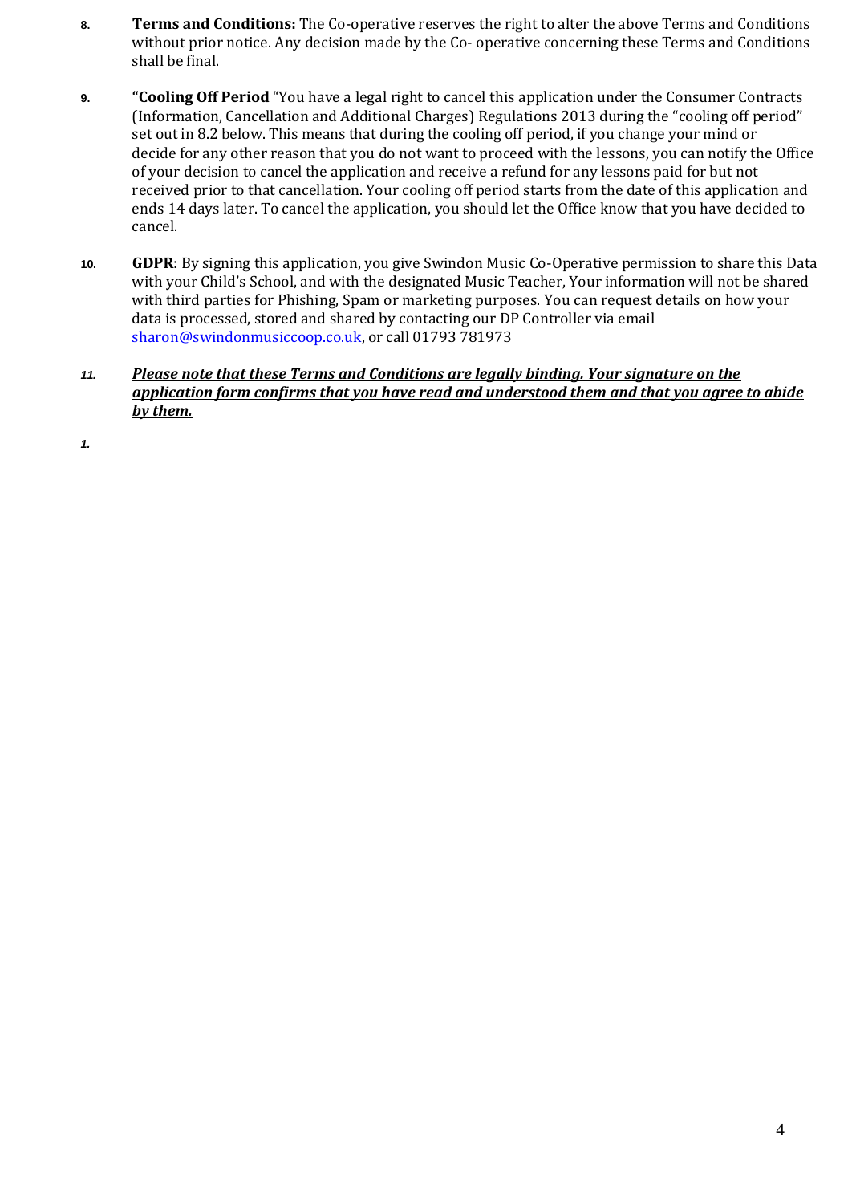8. **Terms and Conditions:** The Co-operative reserves the right to alter the above Terms and Conditions without prior notice. Any decision made by the Co- operative concerning these Terms and Conditions shall be final.

9. **"Cooling Off Period** "You have a legal right to cancel this application under the Consumer Contracts (Information, Cancellation and Additional Charges) Regulations 2013 during the "cooling off period" set out in 8.2 below. This means that during the cooling off period, if you change your mind or decide for any other reason that you do not want to proceed with the lessons, you can notify the Office of your decision to cancel the application and receive a refund for any lessons paid for but not received prior to that cancellation. Your cooling off period starts from the date of this application and ends 14 days later. To cancel the application, you should let the Office know that you have decided to cancel.

10. **GDPR**: By signing this application, you give Swindon Music Co-Operative permission to share this Data with your Child's School, and with the designated Music Teacher, Your information will not be shared with third parties for Phishing, Spam or marketing purposes. You can request details on how your data is processed, stored and shared by contacting our DP Controller via email sharon@swindonmusiccoop.co.uk, or call 01793 781973

11. ***Please note that these Terms and Conditions are legally binding. Your signature on the application form confirms that you have read and understood them and that you agree to abide by them.***

*1.*